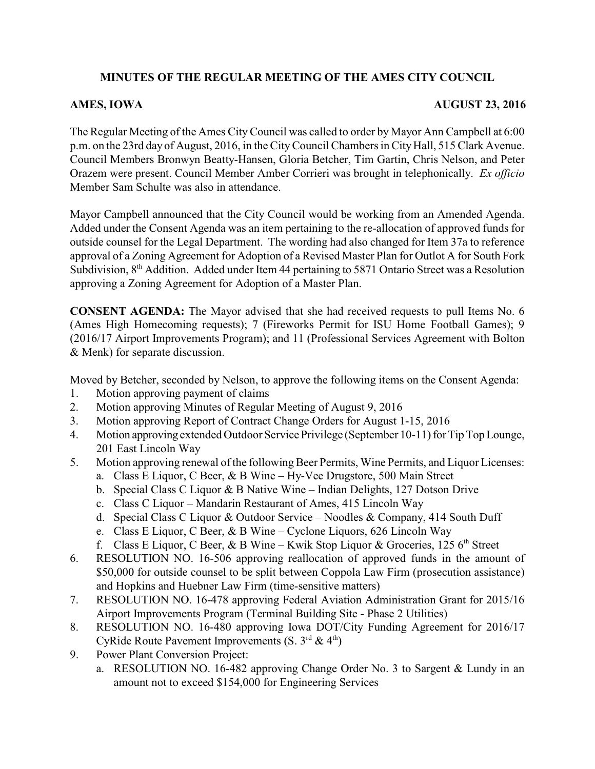# MINUTES OF THE REGULAR MEETING OF THE AMES CITY COUNCIL

**AMES, IOWA** **AUGUST 23, 2016**

The Regular Meeting of the Ames City Council was called to order by Mayor Ann Campbell at 6:00 p.m. on the 23rd day of August, 2016, in the City Council Chambers in City Hall, 515 Clark Avenue. Council Members Bronwyn Beatty-Hansen, Gloria Betcher, Tim Gartin, Chris Nelson, and Peter Orazem were present. Council Member Amber Corrieri was brought in telephonically. *Ex officio* Member Sam Schulte was also in attendance.

Mayor Campbell announced that the City Council would be working from an Amended Agenda. Added under the Consent Agenda was an item pertaining to the re-allocation of approved funds for outside counsel for the Legal Department. The wording had also changed for Item 37a to reference approval of a Zoning Agreement for Adoption of a Revised Master Plan for Outlot A for South Fork Subdivision, 8th Addition. Added under Item 44 pertaining to 5871 Ontario Street was a Resolution approving a Zoning Agreement for Adoption of a Master Plan.

**CONSENT AGENDA:** The Mayor advised that she had received requests to pull Items No. 6 (Ames High Homecoming requests); 7 (Fireworks Permit for ISU Home Football Games); 9 (2016/17 Airport Improvements Program); and 11 (Professional Services Agreement with Bolton & Menk) for separate discussion.

Moved by Betcher, seconded by Nelson, to approve the following items on the Consent Agenda:

1. Motion approving payment of claims
2. Motion approving Minutes of Regular Meeting of August 9, 2016
3. Motion approving Report of Contract Change Orders for August 1-15, 2016
4. Motion approving extended Outdoor Service Privilege (September 10-11) for Tip Top Lounge, 201 East Lincoln Way
5. Motion approving renewal of the following Beer Permits, Wine Permits, and Liquor Licenses:
   a. Class E Liquor, C Beer, & B Wine – Hy-Vee Drugstore, 500 Main Street
   b. Special Class C Liquor & B Native Wine – Indian Delights, 127 Dotson Drive
   c. Class C Liquor – Mandarin Restaurant of Ames, 415 Lincoln Way
   d. Special Class C Liquor & Outdoor Service – Noodles & Company, 414 South Duff
   e. Class E Liquor, C Beer, & B Wine – Cyclone Liquors, 626 Lincoln Way
   f. Class E Liquor, C Beer, & B Wine – Kwik Stop Liquor & Groceries, 125 6th Street
6. RESOLUTION NO. 16-506 approving reallocation of approved funds in the amount of $50,000 for outside counsel to be split between Coppola Law Firm (prosecution assistance) and Hopkins and Huebner Law Firm (time-sensitive matters)
7. RESOLUTION NO. 16-478 approving Federal Aviation Administration Grant for 2015/16 Airport Improvements Program (Terminal Building Site - Phase 2 Utilities)
8. RESOLUTION NO. 16-480 approving Iowa DOT/City Funding Agreement for 2016/17 CyRide Route Pavement Improvements (S. 3rd & 4th)
9. Power Plant Conversion Project:
   a. RESOLUTION NO. 16-482 approving Change Order No. 3 to Sargent & Lundy in an amount not to exceed $154,000 for Engineering Services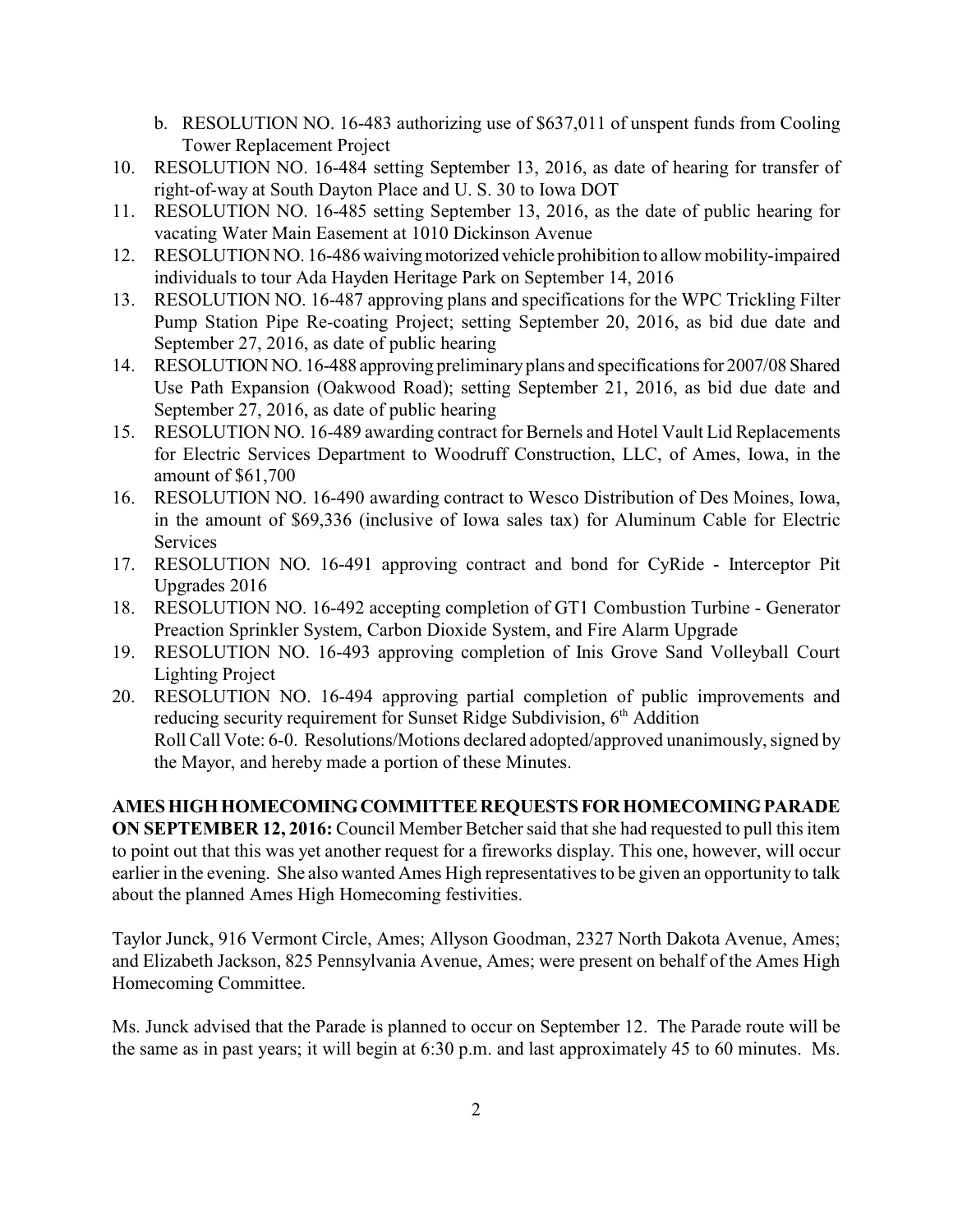b. RESOLUTION NO. 16-483 authorizing use of $637,011 of unspent funds from Cooling Tower Replacement Project

10. RESOLUTION NO. 16-484 setting September 13, 2016, as date of hearing for transfer of right-of-way at South Dayton Place and U. S. 30 to Iowa DOT
11. RESOLUTION NO. 16-485 setting September 13, 2016, as the date of public hearing for vacating Water Main Easement at 1010 Dickinson Avenue
12. RESOLUTION NO. 16-486 waiving motorized vehicle prohibition to allow mobility-impaired individuals to tour Ada Hayden Heritage Park on September 14, 2016
13. RESOLUTION NO. 16-487 approving plans and specifications for the WPC Trickling Filter Pump Station Pipe Re-coating Project; setting September 20, 2016, as bid due date and September 27, 2016, as date of public hearing
14. RESOLUTION NO. 16-488 approving preliminary plans and specifications for 2007/08 Shared Use Path Expansion (Oakwood Road); setting September 21, 2016, as bid due date and September 27, 2016, as date of public hearing
15. RESOLUTION NO. 16-489 awarding contract for Bernels and Hotel Vault Lid Replacements for Electric Services Department to Woodruff Construction, LLC, of Ames, Iowa, in the amount of $61,700
16. RESOLUTION NO. 16-490 awarding contract to Wesco Distribution of Des Moines, Iowa, in the amount of $69,336 (inclusive of Iowa sales tax) for Aluminum Cable for Electric Services
17. RESOLUTION NO. 16-491 approving contract and bond for CyRide - Interceptor Pit Upgrades 2016
18. RESOLUTION NO. 16-492 accepting completion of GT1 Combustion Turbine - Generator Preaction Sprinkler System, Carbon Dioxide System, and Fire Alarm Upgrade
19. RESOLUTION NO. 16-493 approving completion of Inis Grove Sand Volleyball Court Lighting Project
20. RESOLUTION NO. 16-494 approving partial completion of public improvements and reducing security requirement for Sunset Ridge Subdivision, 6th Addition

Roll Call Vote: 6-0. Resolutions/Motions declared adopted/approved unanimously, signed by the Mayor, and hereby made a portion of these Minutes.

**AMES HIGH HOMECOMING COMMITTEE REQUESTS FOR HOMECOMING PARADE ON SEPTEMBER 12, 2016:** Council Member Betcher said that she had requested to pull this item to point out that this was yet another request for a fireworks display. This one, however, will occur earlier in the evening. She also wanted Ames High representatives to be given an opportunity to talk about the planned Ames High Homecoming festivities.

Taylor Junck, 916 Vermont Circle, Ames; Allyson Goodman, 2327 North Dakota Avenue, Ames; and Elizabeth Jackson, 825 Pennsylvania Avenue, Ames; were present on behalf of the Ames High Homecoming Committee.

Ms. Junck advised that the Parade is planned to occur on September 12. The Parade route will be the same as in past years; it will begin at 6:30 p.m. and last approximately 45 to 60 minutes. Ms.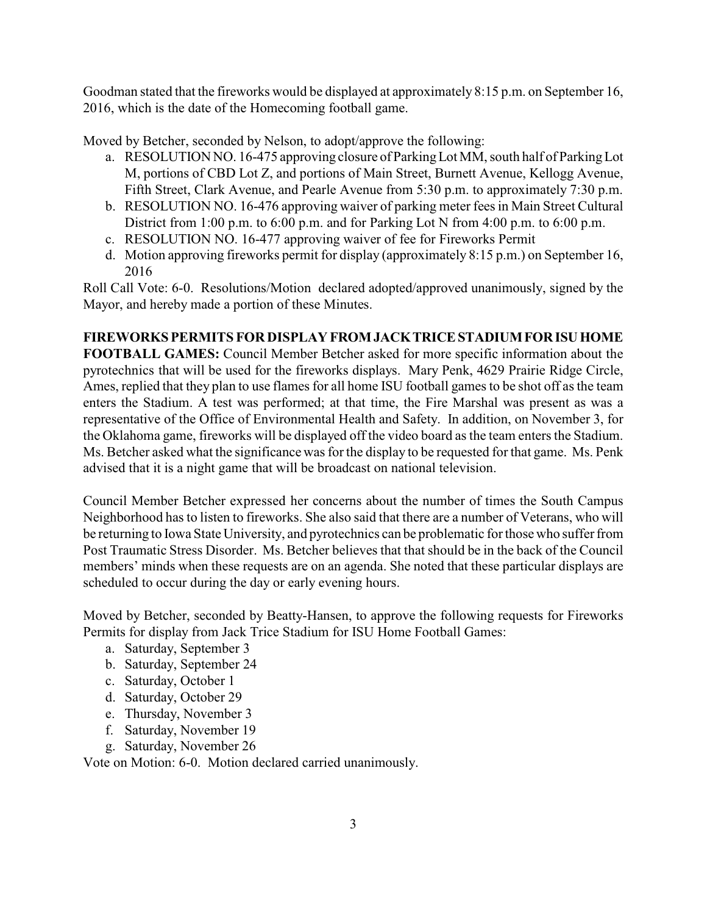Goodman stated that the fireworks would be displayed at approximately 8:15 p.m. on September 16, 2016, which is the date of the Homecoming football game.

Moved by Betcher, seconded by Nelson, to adopt/approve the following:

a. RESOLUTION NO. 16-475 approving closure of Parking Lot MM, south half of Parking Lot M, portions of CBD Lot Z, and portions of Main Street, Burnett Avenue, Kellogg Avenue, Fifth Street, Clark Avenue, and Pearle Avenue from 5:30 p.m. to approximately 7:30 p.m.
b. RESOLUTION NO. 16-476 approving waiver of parking meter fees in Main Street Cultural District from 1:00 p.m. to 6:00 p.m. and for Parking Lot N from 4:00 p.m. to 6:00 p.m.
c. RESOLUTION NO. 16-477 approving waiver of fee for Fireworks Permit
d. Motion approving fireworks permit for display (approximately 8:15 p.m.) on September 16, 2016

Roll Call Vote: 6-0. Resolutions/Motion declared adopted/approved unanimously, signed by the Mayor, and hereby made a portion of these Minutes.

**FIREWORKS PERMITS FOR DISPLAY FROM JACK TRICE STADIUM FOR ISU HOME FOOTBALL GAMES:** Council Member Betcher asked for more specific information about the pyrotechnics that will be used for the fireworks displays. Mary Penk, 4629 Prairie Ridge Circle, Ames, replied that they plan to use flames for all home ISU football games to be shot off as the team enters the Stadium. A test was performed; at that time, the Fire Marshal was present as was a representative of the Office of Environmental Health and Safety. In addition, on November 3, for the Oklahoma game, fireworks will be displayed off the video board as the team enters the Stadium. Ms. Betcher asked what the significance was for the display to be requested for that game. Ms. Penk advised that it is a night game that will be broadcast on national television.

Council Member Betcher expressed her concerns about the number of times the South Campus Neighborhood has to listen to fireworks. She also said that there are a number of Veterans, who will be returning to Iowa State University, and pyrotechnics can be problematic for those who suffer from Post Traumatic Stress Disorder. Ms. Betcher believes that that should be in the back of the Council members' minds when these requests are on an agenda. She noted that these particular displays are scheduled to occur during the day or early evening hours.

Moved by Betcher, seconded by Beatty-Hansen, to approve the following requests for Fireworks Permits for display from Jack Trice Stadium for ISU Home Football Games:

a. Saturday, September 3
b. Saturday, September 24
c. Saturday, October 1
d. Saturday, October 29
e. Thursday, November 3
f. Saturday, November 19
g. Saturday, November 26

Vote on Motion: 6-0. Motion declared carried unanimously.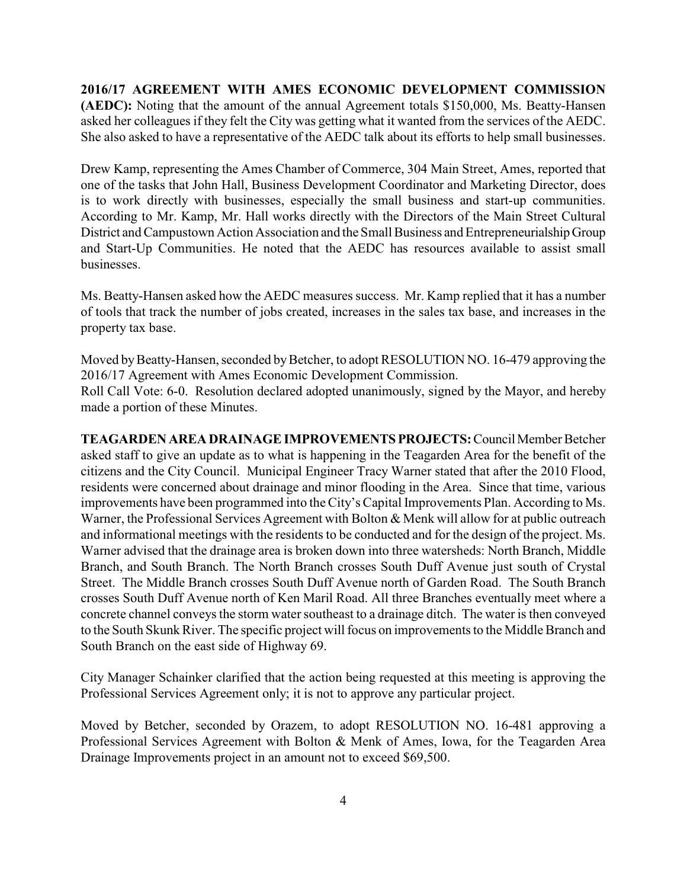**2016/17 AGREEMENT WITH AMES ECONOMIC DEVELOPMENT COMMISSION (AEDC):** Noting that the amount of the annual Agreement totals $150,000, Ms. Beatty-Hansen asked her colleagues if they felt the City was getting what it wanted from the services of the AEDC. She also asked to have a representative of the AEDC talk about its efforts to help small businesses.

Drew Kamp, representing the Ames Chamber of Commerce, 304 Main Street, Ames, reported that one of the tasks that John Hall, Business Development Coordinator and Marketing Director, does is to work directly with businesses, especially the small business and start-up communities. According to Mr. Kamp, Mr. Hall works directly with the Directors of the Main Street Cultural District and Campustown Action Association and the Small Business and Entrepreneurialship Group and Start-Up Communities. He noted that the AEDC has resources available to assist small businesses.

Ms. Beatty-Hansen asked how the AEDC measures success. Mr. Kamp replied that it has a number of tools that track the number of jobs created, increases in the sales tax base, and increases in the property tax base.

Moved by Beatty-Hansen, seconded by Betcher, to adopt RESOLUTION NO. 16-479 approving the 2016/17 Agreement with Ames Economic Development Commission.
Roll Call Vote: 6-0. Resolution declared adopted unanimously, signed by the Mayor, and hereby made a portion of these Minutes.

**TEAGARDEN AREA DRAINAGE IMPROVEMENTS PROJECTS:** Council Member Betcher asked staff to give an update as to what is happening in the Teagarden Area for the benefit of the citizens and the City Council. Municipal Engineer Tracy Warner stated that after the 2010 Flood, residents were concerned about drainage and minor flooding in the Area. Since that time, various improvements have been programmed into the City's Capital Improvements Plan. According to Ms. Warner, the Professional Services Agreement with Bolton & Menk will allow for at public outreach and informational meetings with the residents to be conducted and for the design of the project. Ms. Warner advised that the drainage area is broken down into three watersheds: North Branch, Middle Branch, and South Branch. The North Branch crosses South Duff Avenue just south of Crystal Street. The Middle Branch crosses South Duff Avenue north of Garden Road. The South Branch crosses South Duff Avenue north of Ken Maril Road. All three Branches eventually meet where a concrete channel conveys the storm water southeast to a drainage ditch. The water is then conveyed to the South Skunk River. The specific project will focus on improvements to the Middle Branch and South Branch on the east side of Highway 69.

City Manager Schainker clarified that the action being requested at this meeting is approving the Professional Services Agreement only; it is not to approve any particular project.

Moved by Betcher, seconded by Orazem, to adopt RESOLUTION NO. 16-481 approving a Professional Services Agreement with Bolton & Menk of Ames, Iowa, for the Teagarden Area Drainage Improvements project in an amount not to exceed $69,500.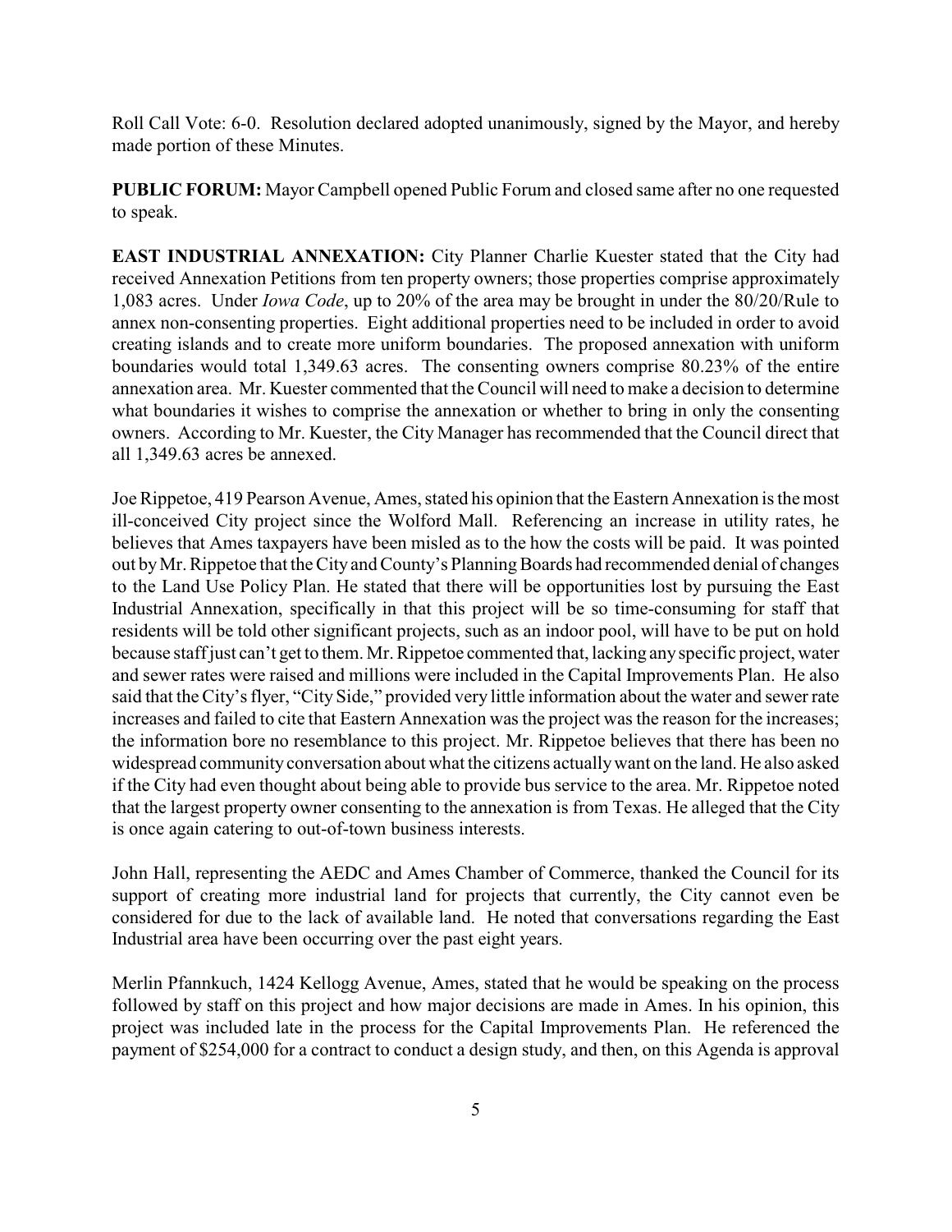Roll Call Vote: 6-0. Resolution declared adopted unanimously, signed by the Mayor, and hereby made portion of these Minutes.

**PUBLIC FORUM:** Mayor Campbell opened Public Forum and closed same after no one requested to speak.

**EAST INDUSTRIAL ANNEXATION:** City Planner Charlie Kuester stated that the City had received Annexation Petitions from ten property owners; those properties comprise approximately 1,083 acres. Under *Iowa Code*, up to 20% of the area may be brought in under the 80/20/Rule to annex non-consenting properties. Eight additional properties need to be included in order to avoid creating islands and to create more uniform boundaries. The proposed annexation with uniform boundaries would total 1,349.63 acres. The consenting owners comprise 80.23% of the entire annexation area. Mr. Kuester commented that the Council will need to make a decision to determine what boundaries it wishes to comprise the annexation or whether to bring in only the consenting owners. According to Mr. Kuester, the City Manager has recommended that the Council direct that all 1,349.63 acres be annexed.

Joe Rippetoe, 419 Pearson Avenue, Ames, stated his opinion that the Eastern Annexation is the most ill-conceived City project since the Wolford Mall. Referencing an increase in utility rates, he believes that Ames taxpayers have been misled as to the how the costs will be paid. It was pointed out by Mr. Rippetoe that the City and County's Planning Boards had recommended denial of changes to the Land Use Policy Plan. He stated that there will be opportunities lost by pursuing the East Industrial Annexation, specifically in that this project will be so time-consuming for staff that residents will be told other significant projects, such as an indoor pool, will have to be put on hold because staff just can't get to them. Mr. Rippetoe commented that, lacking any specific project, water and sewer rates were raised and millions were included in the Capital Improvements Plan. He also said that the City's flyer, "City Side," provided very little information about the water and sewer rate increases and failed to cite that Eastern Annexation was the project was the reason for the increases; the information bore no resemblance to this project. Mr. Rippetoe believes that there has been no widespread community conversation about what the citizens actually want on the land. He also asked if the City had even thought about being able to provide bus service to the area. Mr. Rippetoe noted that the largest property owner consenting to the annexation is from Texas. He alleged that the City is once again catering to out-of-town business interests.

John Hall, representing the AEDC and Ames Chamber of Commerce, thanked the Council for its support of creating more industrial land for projects that currently, the City cannot even be considered for due to the lack of available land. He noted that conversations regarding the East Industrial area have been occurring over the past eight years.

Merlin Pfannkuch, 1424 Kellogg Avenue, Ames, stated that he would be speaking on the process followed by staff on this project and how major decisions are made in Ames. In his opinion, this project was included late in the process for the Capital Improvements Plan. He referenced the payment of $254,000 for a contract to conduct a design study, and then, on this Agenda is approval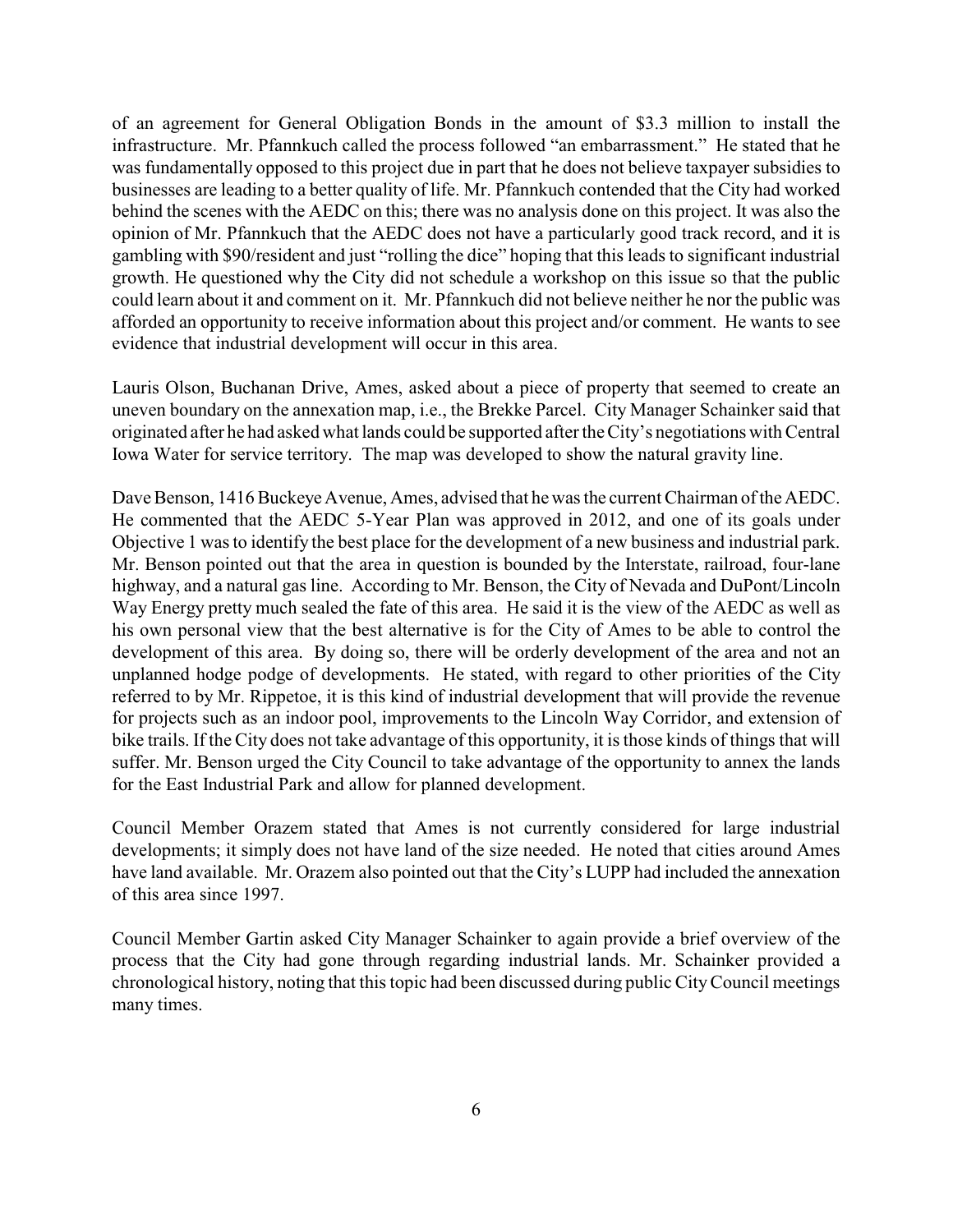of an agreement for General Obligation Bonds in the amount of $3.3 million to install the infrastructure. Mr. Pfannkuch called the process followed "an embarrassment." He stated that he was fundamentally opposed to this project due in part that he does not believe taxpayer subsidies to businesses are leading to a better quality of life. Mr. Pfannkuch contended that the City had worked behind the scenes with the AEDC on this; there was no analysis done on this project. It was also the opinion of Mr. Pfannkuch that the AEDC does not have a particularly good track record, and it is gambling with $90/resident and just "rolling the dice" hoping that this leads to significant industrial growth. He questioned why the City did not schedule a workshop on this issue so that the public could learn about it and comment on it. Mr. Pfannkuch did not believe neither he nor the public was afforded an opportunity to receive information about this project and/or comment. He wants to see evidence that industrial development will occur in this area.

Lauris Olson, Buchanan Drive, Ames, asked about a piece of property that seemed to create an uneven boundary on the annexation map, i.e., the Brekke Parcel. City Manager Schainker said that originated after he had asked what lands could be supported after the City's negotiations with Central Iowa Water for service territory. The map was developed to show the natural gravity line.

Dave Benson, 1416 Buckeye Avenue, Ames, advised that he was the current Chairman of the AEDC. He commented that the AEDC 5-Year Plan was approved in 2012, and one of its goals under Objective 1 was to identify the best place for the development of a new business and industrial park. Mr. Benson pointed out that the area in question is bounded by the Interstate, railroad, four-lane highway, and a natural gas line. According to Mr. Benson, the City of Nevada and DuPont/Lincoln Way Energy pretty much sealed the fate of this area. He said it is the view of the AEDC as well as his own personal view that the best alternative is for the City of Ames to be able to control the development of this area. By doing so, there will be orderly development of the area and not an unplanned hodge podge of developments. He stated, with regard to other priorities of the City referred to by Mr. Rippetoe, it is this kind of industrial development that will provide the revenue for projects such as an indoor pool, improvements to the Lincoln Way Corridor, and extension of bike trails. If the City does not take advantage of this opportunity, it is those kinds of things that will suffer. Mr. Benson urged the City Council to take advantage of the opportunity to annex the lands for the East Industrial Park and allow for planned development.

Council Member Orazem stated that Ames is not currently considered for large industrial developments; it simply does not have land of the size needed. He noted that cities around Ames have land available. Mr. Orazem also pointed out that the City's LUPP had included the annexation of this area since 1997.

Council Member Gartin asked City Manager Schainker to again provide a brief overview of the process that the City had gone through regarding industrial lands. Mr. Schainker provided a chronological history, noting that this topic had been discussed during public City Council meetings many times.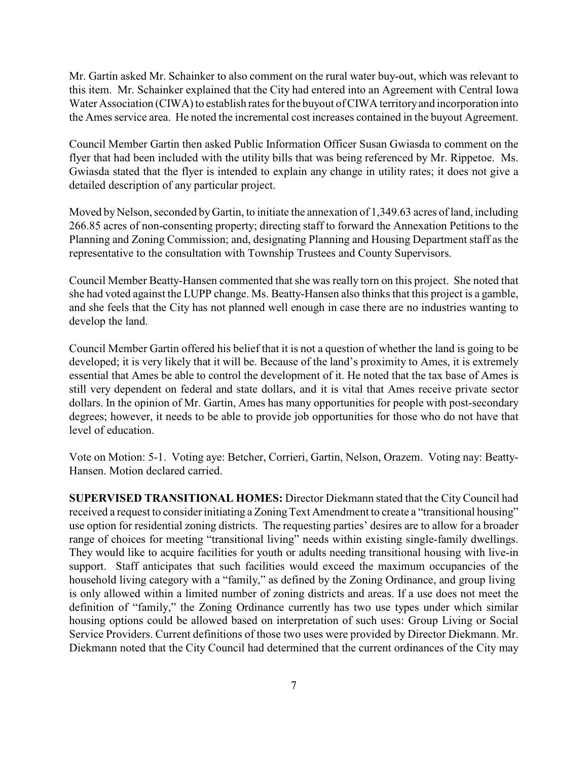Mr. Gartin asked Mr. Schainker to also comment on the rural water buy-out, which was relevant to this item. Mr. Schainker explained that the City had entered into an Agreement with Central Iowa Water Association (CIWA) to establish rates for the buyout of CIWA territory and incorporation into the Ames service area. He noted the incremental cost increases contained in the buyout Agreement.

Council Member Gartin then asked Public Information Officer Susan Gwiasda to comment on the flyer that had been included with the utility bills that was being referenced by Mr. Rippetoe. Ms. Gwiasda stated that the flyer is intended to explain any change in utility rates; it does not give a detailed description of any particular project.

Moved by Nelson, seconded by Gartin, to initiate the annexation of 1,349.63 acres of land, including 266.85 acres of non-consenting property; directing staff to forward the Annexation Petitions to the Planning and Zoning Commission; and, designating Planning and Housing Department staff as the representative to the consultation with Township Trustees and County Supervisors.

Council Member Beatty-Hansen commented that she was really torn on this project. She noted that she had voted against the LUPP change. Ms. Beatty-Hansen also thinks that this project is a gamble, and she feels that the City has not planned well enough in case there are no industries wanting to develop the land.

Council Member Gartin offered his belief that it is not a question of whether the land is going to be developed; it is very likely that it will be. Because of the land's proximity to Ames, it is extremely essential that Ames be able to control the development of it. He noted that the tax base of Ames is still very dependent on federal and state dollars, and it is vital that Ames receive private sector dollars. In the opinion of Mr. Gartin, Ames has many opportunities for people with post-secondary degrees; however, it needs to be able to provide job opportunities for those who do not have that level of education.

Vote on Motion: 5-1. Voting aye: Betcher, Corrieri, Gartin, Nelson, Orazem. Voting nay: Beatty-Hansen. Motion declared carried.

**SUPERVISED TRANSITIONAL HOMES:** Director Diekmann stated that the City Council had received a request to consider initiating a Zoning Text Amendment to create a "transitional housing" use option for residential zoning districts. The requesting parties' desires are to allow for a broader range of choices for meeting "transitional living" needs within existing single-family dwellings. They would like to acquire facilities for youth or adults needing transitional housing with live-in support. Staff anticipates that such facilities would exceed the maximum occupancies of the household living category with a "family," as defined by the Zoning Ordinance, and group living is only allowed within a limited number of zoning districts and areas. If a use does not meet the definition of "family," the Zoning Ordinance currently has two use types under which similar housing options could be allowed based on interpretation of such uses: Group Living or Social Service Providers. Current definitions of those two uses were provided by Director Diekmann. Mr. Diekmann noted that the City Council had determined that the current ordinances of the City may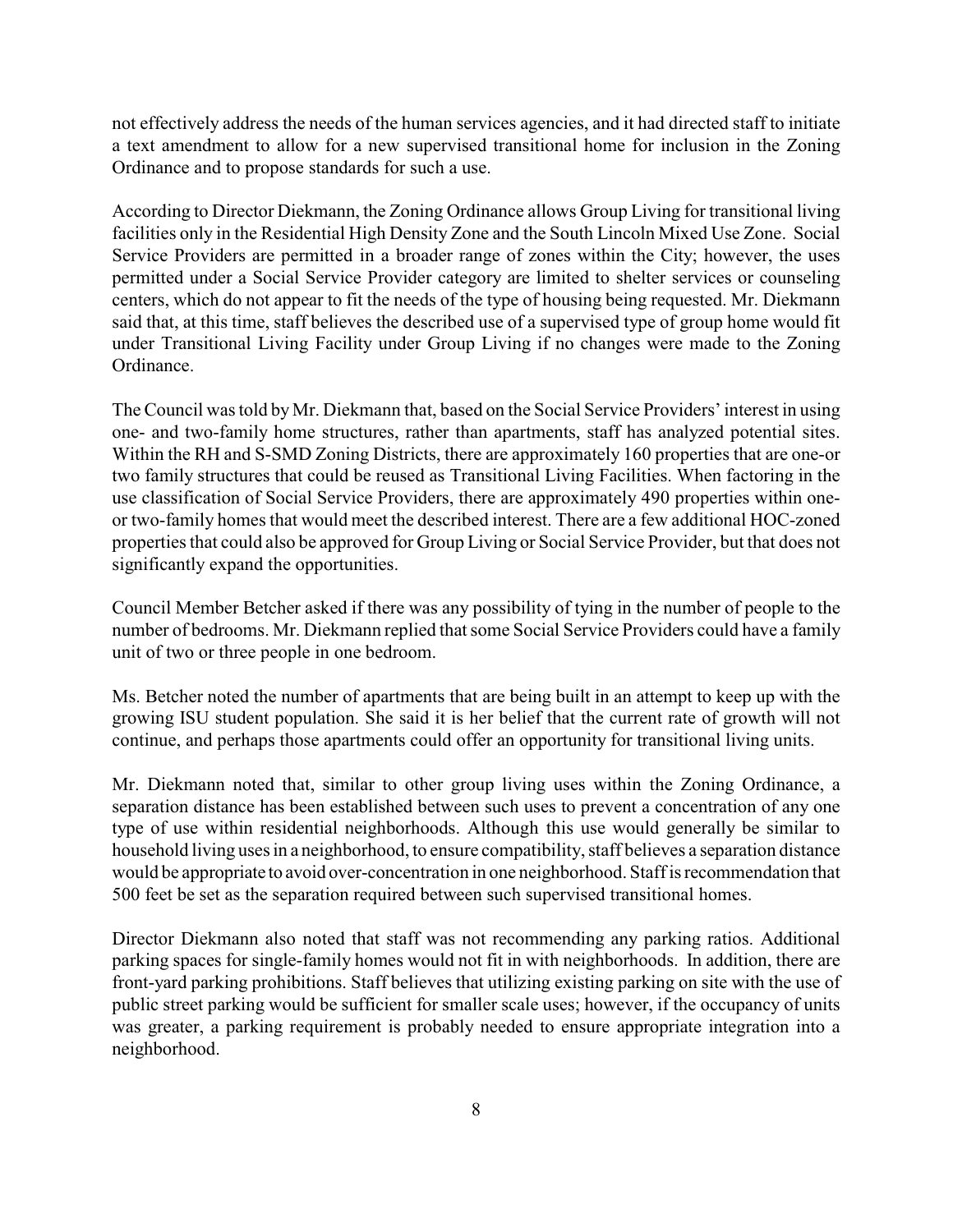not effectively address the needs of the human services agencies, and it had directed staff to initiate a text amendment to allow for a new supervised transitional home for inclusion in the Zoning Ordinance and to propose standards for such a use.

According to Director Diekmann, the Zoning Ordinance allows Group Living for transitional living facilities only in the Residential High Density Zone and the South Lincoln Mixed Use Zone. Social Service Providers are permitted in a broader range of zones within the City; however, the uses permitted under a Social Service Provider category are limited to shelter services or counseling centers, which do not appear to fit the needs of the type of housing being requested. Mr. Diekmann said that, at this time, staff believes the described use of a supervised type of group home would fit under Transitional Living Facility under Group Living if no changes were made to the Zoning Ordinance.

The Council was told by Mr. Diekmann that, based on the Social Service Providers' interest in using one- and two-family home structures, rather than apartments, staff has analyzed potential sites. Within the RH and S-SMD Zoning Districts, there are approximately 160 properties that are one-or two family structures that could be reused as Transitional Living Facilities. When factoring in the use classification of Social Service Providers, there are approximately 490 properties within one- or two-family homes that would meet the described interest. There are a few additional HOC-zoned properties that could also be approved for Group Living or Social Service Provider, but that does not significantly expand the opportunities.

Council Member Betcher asked if there was any possibility of tying in the number of people to the number of bedrooms. Mr. Diekmann replied that some Social Service Providers could have a family unit of two or three people in one bedroom.

Ms. Betcher noted the number of apartments that are being built in an attempt to keep up with the growing ISU student population. She said it is her belief that the current rate of growth will not continue, and perhaps those apartments could offer an opportunity for transitional living units.

Mr. Diekmann noted that, similar to other group living uses within the Zoning Ordinance, a separation distance has been established between such uses to prevent a concentration of any one type of use within residential neighborhoods. Although this use would generally be similar to household living uses in a neighborhood, to ensure compatibility, staff believes a separation distance would be appropriate to avoid over-concentration in one neighborhood. Staff is recommendation that 500 feet be set as the separation required between such supervised transitional homes.

Director Diekmann also noted that staff was not recommending any parking ratios. Additional parking spaces for single-family homes would not fit in with neighborhoods. In addition, there are front-yard parking prohibitions. Staff believes that utilizing existing parking on site with the use of public street parking would be sufficient for smaller scale uses; however, if the occupancy of units was greater, a parking requirement is probably needed to ensure appropriate integration into a neighborhood.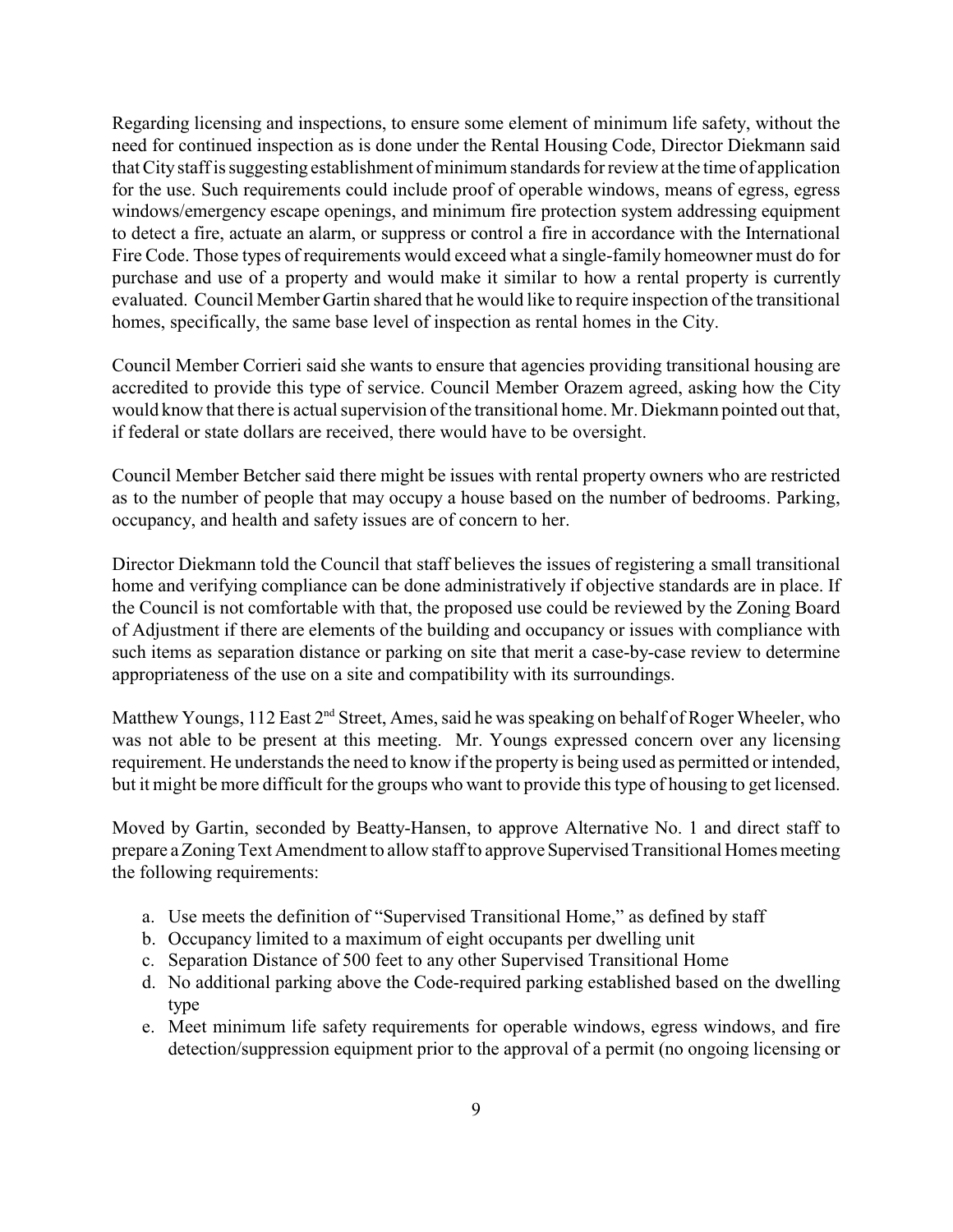Regarding licensing and inspections, to ensure some element of minimum life safety, without the need for continued inspection as is done under the Rental Housing Code, Director Diekmann said that City staff is suggesting establishment of minimum standards for review at the time of application for the use. Such requirements could include proof of operable windows, means of egress, egress windows/emergency escape openings, and minimum fire protection system addressing equipment to detect a fire, actuate an alarm, or suppress or control a fire in accordance with the International Fire Code. Those types of requirements would exceed what a single-family homeowner must do for purchase and use of a property and would make it similar to how a rental property is currently evaluated. Council Member Gartin shared that he would like to require inspection of the transitional homes, specifically, the same base level of inspection as rental homes in the City.

Council Member Corrieri said she wants to ensure that agencies providing transitional housing are accredited to provide this type of service. Council Member Orazem agreed, asking how the City would know that there is actual supervision of the transitional home. Mr. Diekmann pointed out that, if federal or state dollars are received, there would have to be oversight.

Council Member Betcher said there might be issues with rental property owners who are restricted as to the number of people that may occupy a house based on the number of bedrooms. Parking, occupancy, and health and safety issues are of concern to her.

Director Diekmann told the Council that staff believes the issues of registering a small transitional home and verifying compliance can be done administratively if objective standards are in place. If the Council is not comfortable with that, the proposed use could be reviewed by the Zoning Board of Adjustment if there are elements of the building and occupancy or issues with compliance with such items as separation distance or parking on site that merit a case-by-case review to determine appropriateness of the use on a site and compatibility with its surroundings.

Matthew Youngs, 112 East 2nd Street, Ames, said he was speaking on behalf of Roger Wheeler, who was not able to be present at this meeting. Mr. Youngs expressed concern over any licensing requirement. He understands the need to know if the property is being used as permitted or intended, but it might be more difficult for the groups who want to provide this type of housing to get licensed.

Moved by Gartin, seconded by Beatty-Hansen, to approve Alternative No. 1 and direct staff to prepare a Zoning Text Amendment to allow staff to approve Supervised Transitional Homes meeting the following requirements:

a. Use meets the definition of "Supervised Transitional Home," as defined by staff
b. Occupancy limited to a maximum of eight occupants per dwelling unit
c. Separation Distance of 500 feet to any other Supervised Transitional Home
d. No additional parking above the Code-required parking established based on the dwelling type
e. Meet minimum life safety requirements for operable windows, egress windows, and fire detection/suppression equipment prior to the approval of a permit (no ongoing licensing or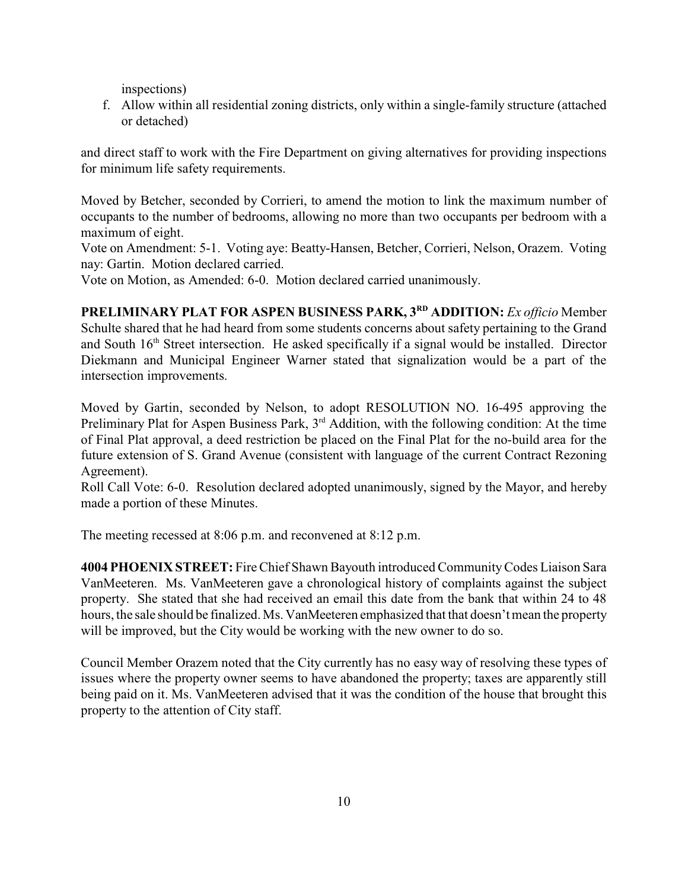inspections)

f. Allow within all residential zoning districts, only within a single-family structure (attached or detached)

and direct staff to work with the Fire Department on giving alternatives for providing inspections for minimum life safety requirements.

Moved by Betcher, seconded by Corrieri, to amend the motion to link the maximum number of occupants to the number of bedrooms, allowing no more than two occupants per bedroom with a maximum of eight.
Vote on Amendment: 5-1. Voting aye: Beatty-Hansen, Betcher, Corrieri, Nelson, Orazem. Voting nay: Gartin. Motion declared carried.
Vote on Motion, as Amended: 6-0. Motion declared carried unanimously.

**PRELIMINARY PLAT FOR ASPEN BUSINESS PARK, 3RD ADDITION:** *Ex officio* Member Schulte shared that he had heard from some students concerns about safety pertaining to the Grand and South 16th Street intersection. He asked specifically if a signal would be installed. Director Diekmann and Municipal Engineer Warner stated that signalization would be a part of the intersection improvements.

Moved by Gartin, seconded by Nelson, to adopt RESOLUTION NO. 16-495 approving the Preliminary Plat for Aspen Business Park, 3rd Addition, with the following condition: At the time of Final Plat approval, a deed restriction be placed on the Final Plat for the no-build area for the future extension of S. Grand Avenue (consistent with language of the current Contract Rezoning Agreement).
Roll Call Vote: 6-0. Resolution declared adopted unanimously, signed by the Mayor, and hereby made a portion of these Minutes.

The meeting recessed at 8:06 p.m. and reconvened at 8:12 p.m.

**4004 PHOENIX STREET:** Fire Chief Shawn Bayouth introduced Community Codes Liaison Sara VanMeeteren. Ms. VanMeeteren gave a chronological history of complaints against the subject property. She stated that she had received an email this date from the bank that within 24 to 48 hours, the sale should be finalized. Ms. VanMeeteren emphasized that that doesn't mean the property will be improved, but the City would be working with the new owner to do so.

Council Member Orazem noted that the City currently has no easy way of resolving these types of issues where the property owner seems to have abandoned the property; taxes are apparently still being paid on it. Ms. VanMeeteren advised that it was the condition of the house that brought this property to the attention of City staff.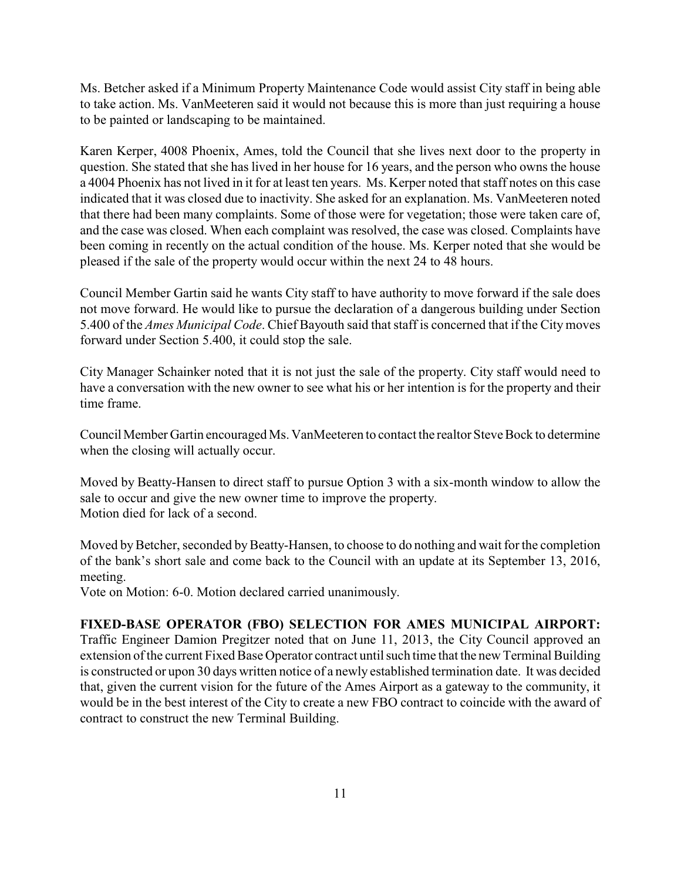Ms. Betcher asked if a Minimum Property Maintenance Code would assist City staff in being able to take action. Ms. VanMeeteren said it would not because this is more than just requiring a house to be painted or landscaping to be maintained.

Karen Kerper, 4008 Phoenix, Ames, told the Council that she lives next door to the property in question. She stated that she has lived in her house for 16 years, and the person who owns the house a 4004 Phoenix has not lived in it for at least ten years. Ms. Kerper noted that staff notes on this case indicated that it was closed due to inactivity. She asked for an explanation. Ms. VanMeeteren noted that there had been many complaints. Some of those were for vegetation; those were taken care of, and the case was closed. When each complaint was resolved, the case was closed. Complaints have been coming in recently on the actual condition of the house. Ms. Kerper noted that she would be pleased if the sale of the property would occur within the next 24 to 48 hours.

Council Member Gartin said he wants City staff to have authority to move forward if the sale does not move forward. He would like to pursue the declaration of a dangerous building under Section 5.400 of the *Ames Municipal Code*. Chief Bayouth said that staff is concerned that if the City moves forward under Section 5.400, it could stop the sale.

City Manager Schainker noted that it is not just the sale of the property. City staff would need to have a conversation with the new owner to see what his or her intention is for the property and their time frame.

Council Member Gartin encouraged Ms. VanMeeteren to contact the realtor Steve Bock to determine when the closing will actually occur.

Moved by Beatty-Hansen to direct staff to pursue Option 3 with a six-month window to allow the sale to occur and give the new owner time to improve the property.
Motion died for lack of a second.

Moved by Betcher, seconded by Beatty-Hansen, to choose to do nothing and wait for the completion of the bank's short sale and come back to the Council with an update at its September 13, 2016, meeting.
Vote on Motion: 6-0. Motion declared carried unanimously.

**FIXED-BASE OPERATOR (FBO) SELECTION FOR AMES MUNICIPAL AIRPORT:** Traffic Engineer Damion Pregitzer noted that on June 11, 2013, the City Council approved an extension of the current Fixed Base Operator contract until such time that the new Terminal Building is constructed or upon 30 days written notice of a newly established termination date. It was decided that, given the current vision for the future of the Ames Airport as a gateway to the community, it would be in the best interest of the City to create a new FBO contract to coincide with the award of contract to construct the new Terminal Building.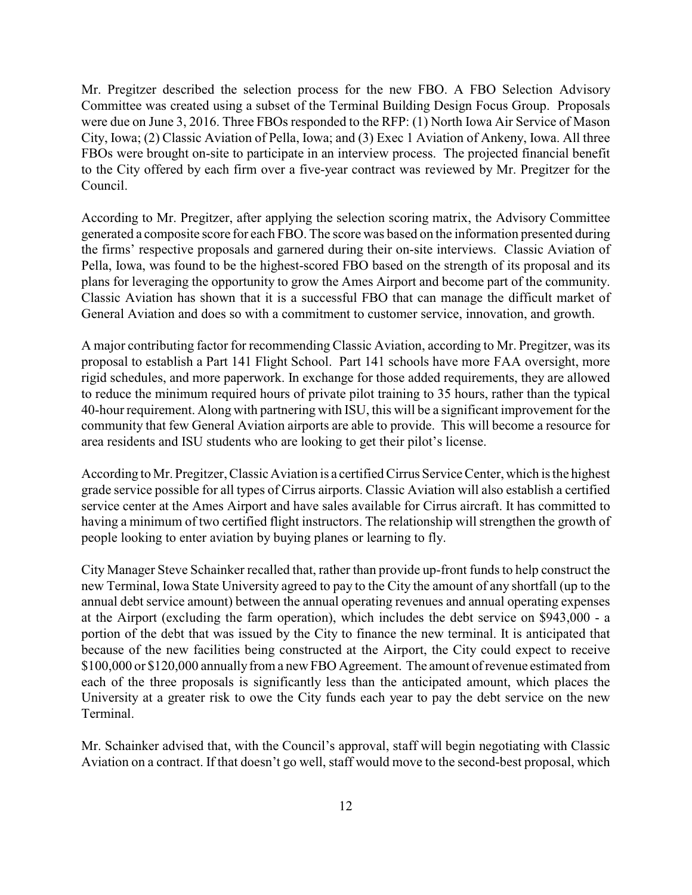Mr. Pregitzer described the selection process for the new FBO. A FBO Selection Advisory Committee was created using a subset of the Terminal Building Design Focus Group. Proposals were due on June 3, 2016. Three FBOs responded to the RFP: (1) North Iowa Air Service of Mason City, Iowa; (2) Classic Aviation of Pella, Iowa; and (3) Exec 1 Aviation of Ankeny, Iowa. All three FBOs were brought on-site to participate in an interview process. The projected financial benefit to the City offered by each firm over a five-year contract was reviewed by Mr. Pregitzer for the Council.

According to Mr. Pregitzer, after applying the selection scoring matrix, the Advisory Committee generated a composite score for each FBO. The score was based on the information presented during the firms' respective proposals and garnered during their on-site interviews. Classic Aviation of Pella, Iowa, was found to be the highest-scored FBO based on the strength of its proposal and its plans for leveraging the opportunity to grow the Ames Airport and become part of the community. Classic Aviation has shown that it is a successful FBO that can manage the difficult market of General Aviation and does so with a commitment to customer service, innovation, and growth.

A major contributing factor for recommending Classic Aviation, according to Mr. Pregitzer, was its proposal to establish a Part 141 Flight School. Part 141 schools have more FAA oversight, more rigid schedules, and more paperwork. In exchange for those added requirements, they are allowed to reduce the minimum required hours of private pilot training to 35 hours, rather than the typical 40-hour requirement. Along with partnering with ISU, this will be a significant improvement for the community that few General Aviation airports are able to provide. This will become a resource for area residents and ISU students who are looking to get their pilot's license.

According to Mr. Pregitzer, Classic Aviation is a certified Cirrus Service Center, which is the highest grade service possible for all types of Cirrus airports. Classic Aviation will also establish a certified service center at the Ames Airport and have sales available for Cirrus aircraft. It has committed to having a minimum of two certified flight instructors. The relationship will strengthen the growth of people looking to enter aviation by buying planes or learning to fly.

City Manager Steve Schainker recalled that, rather than provide up-front funds to help construct the new Terminal, Iowa State University agreed to pay to the City the amount of any shortfall (up to the annual debt service amount) between the annual operating revenues and annual operating expenses at the Airport (excluding the farm operation), which includes the debt service on $943,000 - a portion of the debt that was issued by the City to finance the new terminal. It is anticipated that because of the new facilities being constructed at the Airport, the City could expect to receive $100,000 or $120,000 annually from a new FBO Agreement. The amount of revenue estimated from each of the three proposals is significantly less than the anticipated amount, which places the University at a greater risk to owe the City funds each year to pay the debt service on the new Terminal.

Mr. Schainker advised that, with the Council's approval, staff will begin negotiating with Classic Aviation on a contract. If that doesn't go well, staff would move to the second-best proposal, which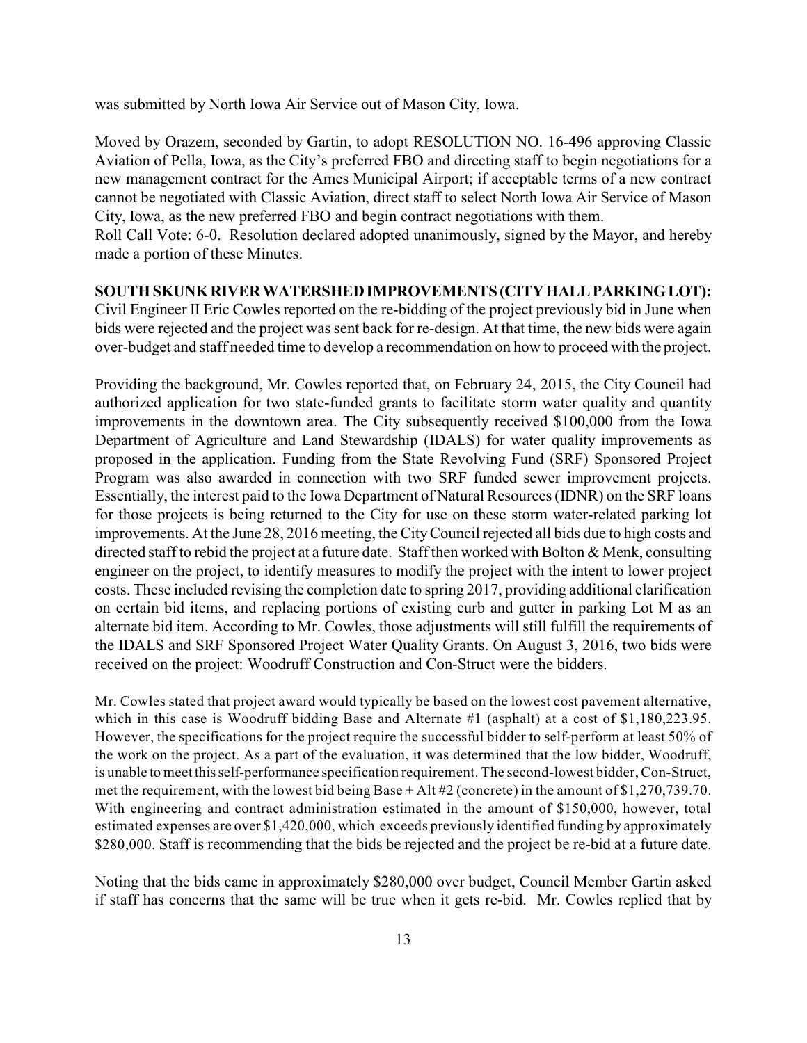was submitted by North Iowa Air Service out of Mason City, Iowa.

Moved by Orazem, seconded by Gartin, to adopt RESOLUTION NO. 16-496 approving Classic Aviation of Pella, Iowa, as the City's preferred FBO and directing staff to begin negotiations for a new management contract for the Ames Municipal Airport; if acceptable terms of a new contract cannot be negotiated with Classic Aviation, direct staff to select North Iowa Air Service of Mason City, Iowa, as the new preferred FBO and begin contract negotiations with them.
Roll Call Vote: 6-0. Resolution declared adopted unanimously, signed by the Mayor, and hereby made a portion of these Minutes.

**SOUTH SKUNK RIVER WATERSHED IMPROVEMENTS (CITY HALL PARKING LOT):** Civil Engineer II Eric Cowles reported on the re-bidding of the project previously bid in June when bids were rejected and the project was sent back for re-design. At that time, the new bids were again over-budget and staff needed time to develop a recommendation on how to proceed with the project.

Providing the background, Mr. Cowles reported that, on February 24, 2015, the City Council had authorized application for two state-funded grants to facilitate storm water quality and quantity improvements in the downtown area. The City subsequently received $100,000 from the Iowa Department of Agriculture and Land Stewardship (IDALS) for water quality improvements as proposed in the application. Funding from the State Revolving Fund (SRF) Sponsored Project Program was also awarded in connection with two SRF funded sewer improvement projects. Essentially, the interest paid to the Iowa Department of Natural Resources (IDNR) on the SRF loans for those projects is being returned to the City for use on these storm water-related parking lot improvements. At the June 28, 2016 meeting, the City Council rejected all bids due to high costs and directed staff to rebid the project at a future date. Staff then worked with Bolton & Menk, consulting engineer on the project, to identify measures to modify the project with the intent to lower project costs. These included revising the completion date to spring 2017, providing additional clarification on certain bid items, and replacing portions of existing curb and gutter in parking Lot M as an alternate bid item. According to Mr. Cowles, those adjustments will still fulfill the requirements of the IDALS and SRF Sponsored Project Water Quality Grants. On August 3, 2016, two bids were received on the project: Woodruff Construction and Con-Struct were the bidders.

Mr. Cowles stated that project award would typically be based on the lowest cost pavement alternative, which in this case is Woodruff bidding Base and Alternate #1 (asphalt) at a cost of $1,180,223.95. However, the specifications for the project require the successful bidder to self-perform at least 50% of the work on the project. As a part of the evaluation, it was determined that the low bidder, Woodruff, is unable to meet this self-performance specification requirement. The second-lowest bidder, Con-Struct, met the requirement, with the lowest bid being Base + Alt #2 (concrete) in the amount of $1,270,739.70. With engineering and contract administration estimated in the amount of $150,000, however, total estimated expenses are over $1,420,000, which exceeds previously identified funding by approximately $280,000. Staff is recommending that the bids be rejected and the project be re-bid at a future date.

Noting that the bids came in approximately $280,000 over budget, Council Member Gartin asked if staff has concerns that the same will be true when it gets re-bid. Mr. Cowles replied that by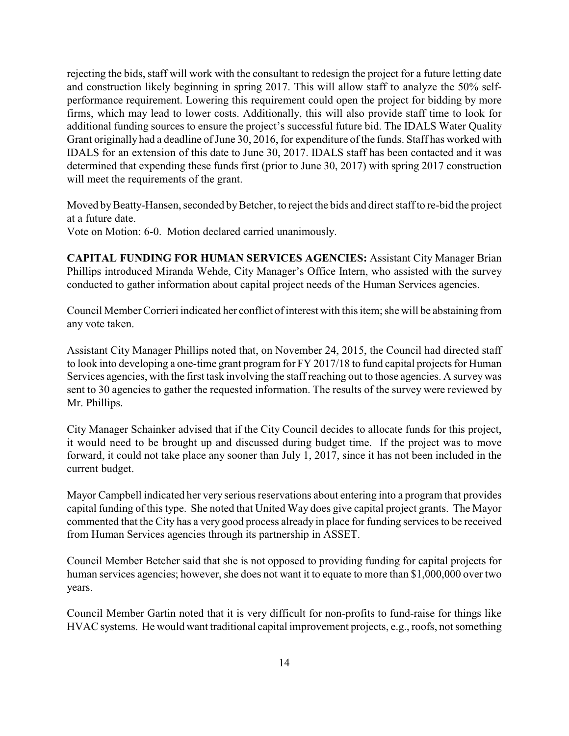rejecting the bids, staff will work with the consultant to redesign the project for a future letting date and construction likely beginning in spring 2017. This will allow staff to analyze the 50% self-performance requirement. Lowering this requirement could open the project for bidding by more firms, which may lead to lower costs. Additionally, this will also provide staff time to look for additional funding sources to ensure the project's successful future bid. The IDALS Water Quality Grant originally had a deadline of June 30, 2016, for expenditure of the funds. Staff has worked with IDALS for an extension of this date to June 30, 2017. IDALS staff has been contacted and it was determined that expending these funds first (prior to June 30, 2017) with spring 2017 construction will meet the requirements of the grant.

Moved by Beatty-Hansen, seconded by Betcher, to reject the bids and direct staff to re-bid the project at a future date.
Vote on Motion: 6-0. Motion declared carried unanimously.

**CAPITAL FUNDING FOR HUMAN SERVICES AGENCIES:** Assistant City Manager Brian Phillips introduced Miranda Wehde, City Manager's Office Intern, who assisted with the survey conducted to gather information about capital project needs of the Human Services agencies.

Council Member Corrieri indicated her conflict of interest with this item; she will be abstaining from any vote taken.

Assistant City Manager Phillips noted that, on November 24, 2015, the Council had directed staff to look into developing a one-time grant program for FY 2017/18 to fund capital projects for Human Services agencies, with the first task involving the staff reaching out to those agencies. A survey was sent to 30 agencies to gather the requested information. The results of the survey were reviewed by Mr. Phillips.

City Manager Schainker advised that if the City Council decides to allocate funds for this project, it would need to be brought up and discussed during budget time. If the project was to move forward, it could not take place any sooner than July 1, 2017, since it has not been included in the current budget.

Mayor Campbell indicated her very serious reservations about entering into a program that provides capital funding of this type. She noted that United Way does give capital project grants. The Mayor commented that the City has a very good process already in place for funding services to be received from Human Services agencies through its partnership in ASSET.

Council Member Betcher said that she is not opposed to providing funding for capital projects for human services agencies; however, she does not want it to equate to more than $1,000,000 over two years.

Council Member Gartin noted that it is very difficult for non-profits to fund-raise for things like HVAC systems. He would want traditional capital improvement projects, e.g., roofs, not something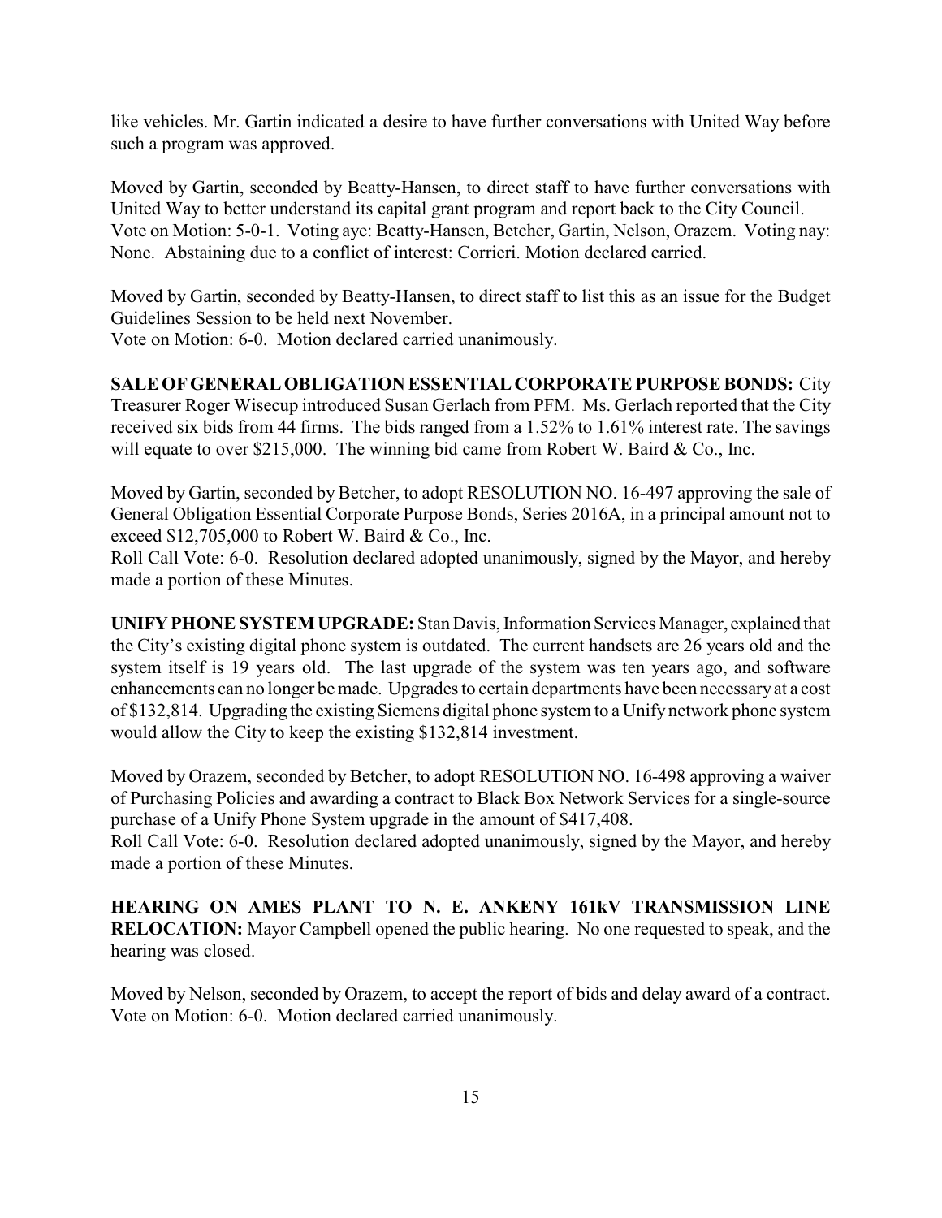like vehicles. Mr. Gartin indicated a desire to have further conversations with United Way before such a program was approved.

Moved by Gartin, seconded by Beatty-Hansen, to direct staff to have further conversations with United Way to better understand its capital grant program and report back to the City Council.
Vote on Motion: 5-0-1. Voting aye: Beatty-Hansen, Betcher, Gartin, Nelson, Orazem. Voting nay: None. Abstaining due to a conflict of interest: Corrieri. Motion declared carried.

Moved by Gartin, seconded by Beatty-Hansen, to direct staff to list this as an issue for the Budget Guidelines Session to be held next November.
Vote on Motion: 6-0. Motion declared carried unanimously.

**SALE OF GENERAL OBLIGATION ESSENTIAL CORPORATE PURPOSE BONDS:** City Treasurer Roger Wisecup introduced Susan Gerlach from PFM. Ms. Gerlach reported that the City received six bids from 44 firms. The bids ranged from a 1.52% to 1.61% interest rate. The savings will equate to over $215,000. The winning bid came from Robert W. Baird & Co., Inc.

Moved by Gartin, seconded by Betcher, to adopt RESOLUTION NO. 16-497 approving the sale of General Obligation Essential Corporate Purpose Bonds, Series 2016A, in a principal amount not to exceed $12,705,000 to Robert W. Baird & Co., Inc.
Roll Call Vote: 6-0. Resolution declared adopted unanimously, signed by the Mayor, and hereby made a portion of these Minutes.

**UNIFY PHONE SYSTEM UPGRADE:** Stan Davis, Information Services Manager, explained that the City's existing digital phone system is outdated. The current handsets are 26 years old and the system itself is 19 years old. The last upgrade of the system was ten years ago, and software enhancements can no longer be made. Upgrades to certain departments have been necessary at a cost of $132,814. Upgrading the existing Siemens digital phone system to a Unify network phone system would allow the City to keep the existing $132,814 investment.

Moved by Orazem, seconded by Betcher, to adopt RESOLUTION NO. 16-498 approving a waiver of Purchasing Policies and awarding a contract to Black Box Network Services for a single-source purchase of a Unify Phone System upgrade in the amount of $417,408.
Roll Call Vote: 6-0. Resolution declared adopted unanimously, signed by the Mayor, and hereby made a portion of these Minutes.

**HEARING ON AMES PLANT TO N. E. ANKENY 161kV TRANSMISSION LINE RELOCATION:** Mayor Campbell opened the public hearing. No one requested to speak, and the hearing was closed.

Moved by Nelson, seconded by Orazem, to accept the report of bids and delay award of a contract.
Vote on Motion: 6-0. Motion declared carried unanimously.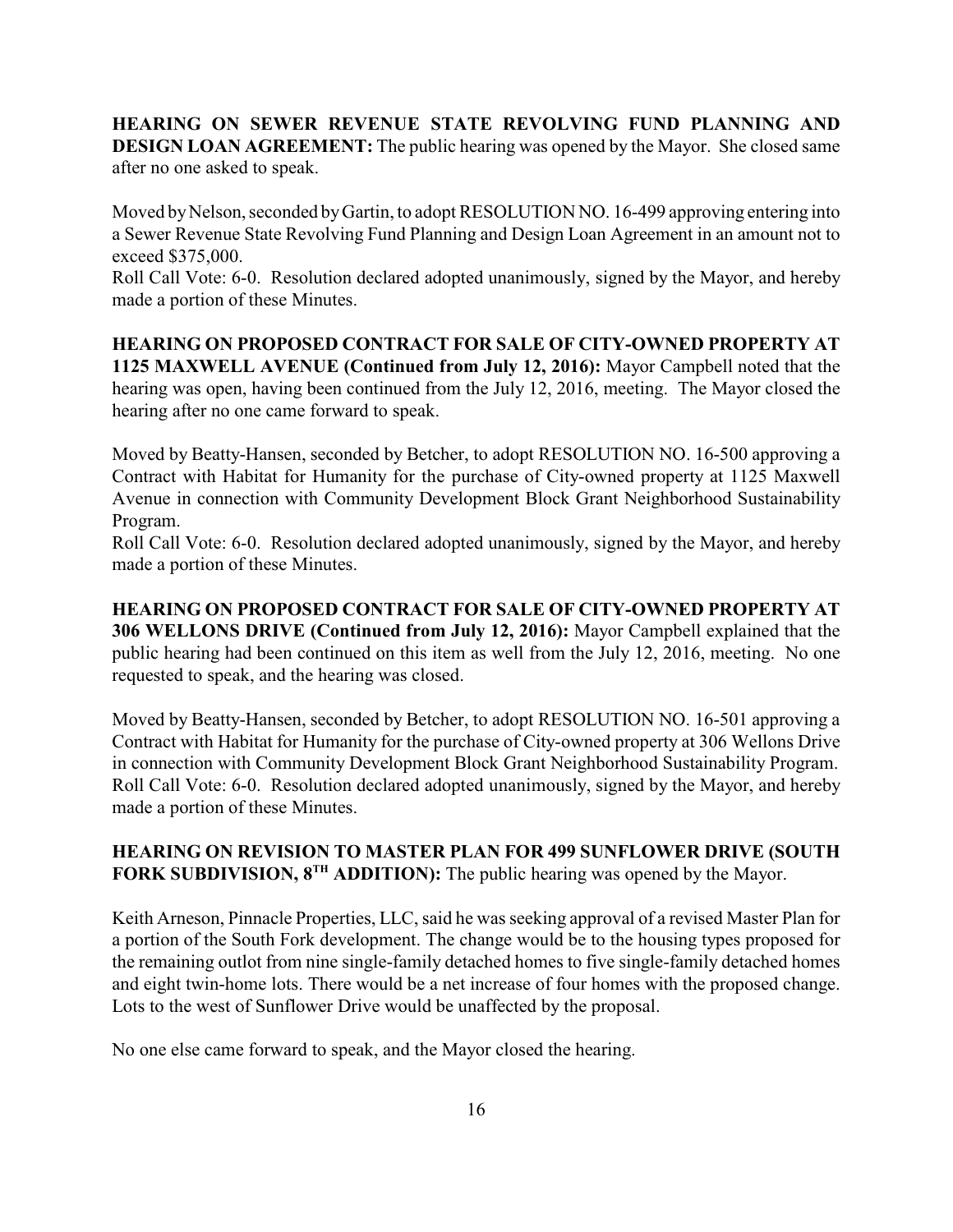**HEARING ON SEWER REVENUE STATE REVOLVING FUND PLANNING AND DESIGN LOAN AGREEMENT:** The public hearing was opened by the Mayor. She closed same after no one asked to speak.

Moved by Nelson, seconded by Gartin, to adopt RESOLUTION NO. 16-499 approving entering into a Sewer Revenue State Revolving Fund Planning and Design Loan Agreement in an amount not to exceed $375,000.
Roll Call Vote: 6-0. Resolution declared adopted unanimously, signed by the Mayor, and hereby made a portion of these Minutes.

**HEARING ON PROPOSED CONTRACT FOR SALE OF CITY-OWNED PROPERTY AT 1125 MAXWELL AVENUE (Continued from July 12, 2016):** Mayor Campbell noted that the hearing was open, having been continued from the July 12, 2016, meeting. The Mayor closed the hearing after no one came forward to speak.

Moved by Beatty-Hansen, seconded by Betcher, to adopt RESOLUTION NO. 16-500 approving a Contract with Habitat for Humanity for the purchase of City-owned property at 1125 Maxwell Avenue in connection with Community Development Block Grant Neighborhood Sustainability Program.
Roll Call Vote: 6-0. Resolution declared adopted unanimously, signed by the Mayor, and hereby made a portion of these Minutes.

**HEARING ON PROPOSED CONTRACT FOR SALE OF CITY-OWNED PROPERTY AT 306 WELLONS DRIVE (Continued from July 12, 2016):** Mayor Campbell explained that the public hearing had been continued on this item as well from the July 12, 2016, meeting. No one requested to speak, and the hearing was closed.

Moved by Beatty-Hansen, seconded by Betcher, to adopt RESOLUTION NO. 16-501 approving a Contract with Habitat for Humanity for the purchase of City-owned property at 306 Wellons Drive in connection with Community Development Block Grant Neighborhood Sustainability Program.
Roll Call Vote: 6-0. Resolution declared adopted unanimously, signed by the Mayor, and hereby made a portion of these Minutes.

**HEARING ON REVISION TO MASTER PLAN FOR 499 SUNFLOWER DRIVE (SOUTH FORK SUBDIVISION, 8TH ADDITION):** The public hearing was opened by the Mayor.

Keith Arneson, Pinnacle Properties, LLC, said he was seeking approval of a revised Master Plan for a portion of the South Fork development. The change would be to the housing types proposed for the remaining outlot from nine single-family detached homes to five single-family detached homes and eight twin-home lots. There would be a net increase of four homes with the proposed change. Lots to the west of Sunflower Drive would be unaffected by the proposal.

No one else came forward to speak, and the Mayor closed the hearing.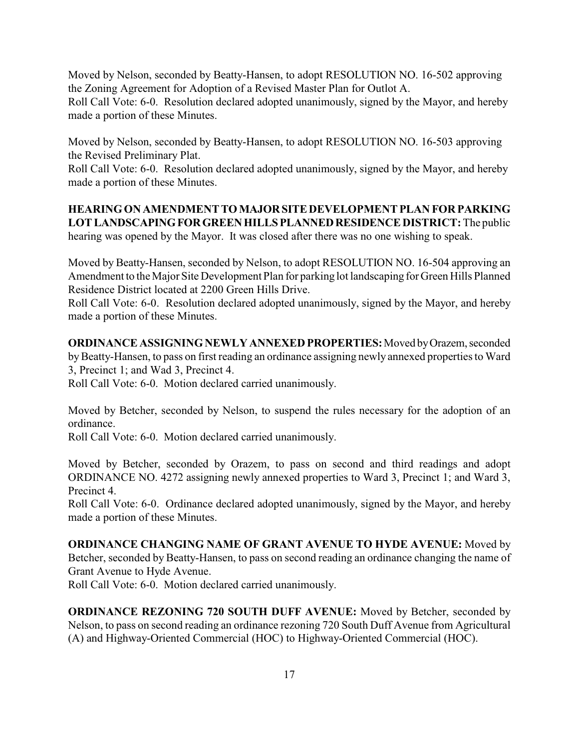Moved by Nelson, seconded by Beatty-Hansen, to adopt RESOLUTION NO. 16-502 approving the Zoning Agreement for Adoption of a Revised Master Plan for Outlot A.
Roll Call Vote: 6-0. Resolution declared adopted unanimously, signed by the Mayor, and hereby made a portion of these Minutes.

Moved by Nelson, seconded by Beatty-Hansen, to adopt RESOLUTION NO. 16-503 approving the Revised Preliminary Plat.
Roll Call Vote: 6-0. Resolution declared adopted unanimously, signed by the Mayor, and hereby made a portion of these Minutes.

**HEARING ON AMENDMENT TO MAJOR SITE DEVELOPMENT PLAN FOR PARKING LOT LANDSCAPING FOR GREEN HILLS PLANNED RESIDENCE DISTRICT:** The public hearing was opened by the Mayor. It was closed after there was no one wishing to speak.

Moved by Beatty-Hansen, seconded by Nelson, to adopt RESOLUTION NO. 16-504 approving an Amendment to the Major Site Development Plan for parking lot landscaping for Green Hills Planned Residence District located at 2200 Green Hills Drive.
Roll Call Vote: 6-0. Resolution declared adopted unanimously, signed by the Mayor, and hereby made a portion of these Minutes.

**ORDINANCE ASSIGNING NEWLY ANNEXED PROPERTIES:** Moved by Orazem, seconded by Beatty-Hansen, to pass on first reading an ordinance assigning newly annexed properties to Ward 3, Precinct 1; and Wad 3, Precinct 4.
Roll Call Vote: 6-0. Motion declared carried unanimously.

Moved by Betcher, seconded by Nelson, to suspend the rules necessary for the adoption of an ordinance.
Roll Call Vote: 6-0. Motion declared carried unanimously.

Moved by Betcher, seconded by Orazem, to pass on second and third readings and adopt ORDINANCE NO. 4272 assigning newly annexed properties to Ward 3, Precinct 1; and Ward 3, Precinct 4.
Roll Call Vote: 6-0. Ordinance declared adopted unanimously, signed by the Mayor, and hereby made a portion of these Minutes.

**ORDINANCE CHANGING NAME OF GRANT AVENUE TO HYDE AVENUE:** Moved by Betcher, seconded by Beatty-Hansen, to pass on second reading an ordinance changing the name of Grant Avenue to Hyde Avenue.
Roll Call Vote: 6-0. Motion declared carried unanimously.

**ORDINANCE REZONING 720 SOUTH DUFF AVENUE:** Moved by Betcher, seconded by Nelson, to pass on second reading an ordinance rezoning 720 South Duff Avenue from Agricultural (A) and Highway-Oriented Commercial (HOC) to Highway-Oriented Commercial (HOC).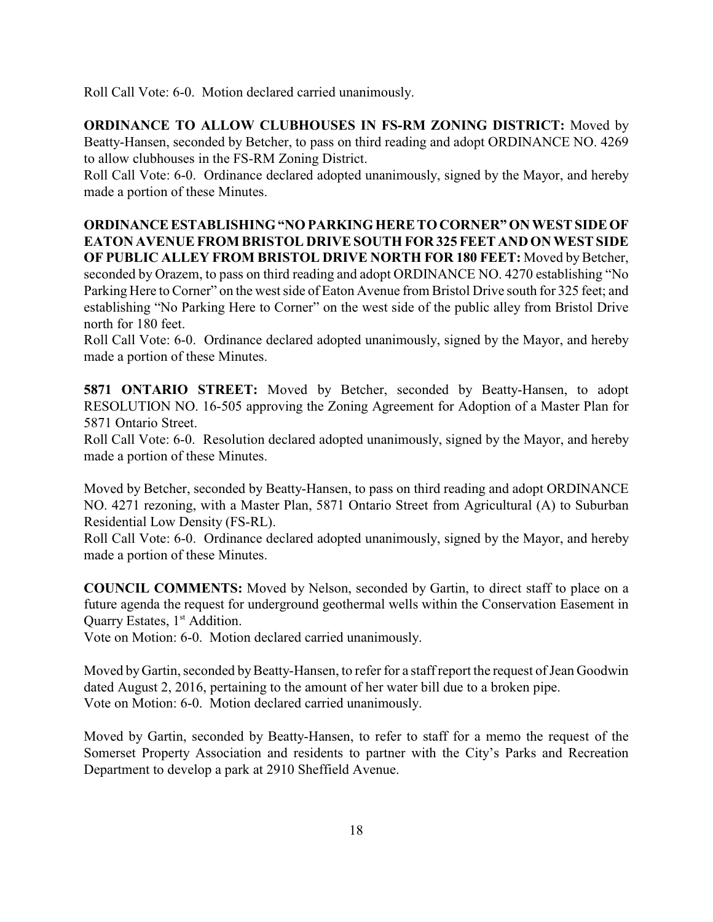Roll Call Vote: 6-0. Motion declared carried unanimously.

**ORDINANCE TO ALLOW CLUBHOUSES IN FS-RM ZONING DISTRICT:** Moved by Beatty-Hansen, seconded by Betcher, to pass on third reading and adopt ORDINANCE NO. 4269 to allow clubhouses in the FS-RM Zoning District.
Roll Call Vote: 6-0. Ordinance declared adopted unanimously, signed by the Mayor, and hereby made a portion of these Minutes.

**ORDINANCE ESTABLISHING "NO PARKING HERE TO CORNER" ON WEST SIDE OF EATON AVENUE FROM BRISTOL DRIVE SOUTH FOR 325 FEET AND ON WEST SIDE OF PUBLIC ALLEY FROM BRISTOL DRIVE NORTH FOR 180 FEET:** Moved by Betcher, seconded by Orazem, to pass on third reading and adopt ORDINANCE NO. 4270 establishing "No Parking Here to Corner" on the west side of Eaton Avenue from Bristol Drive south for 325 feet; and establishing "No Parking Here to Corner" on the west side of the public alley from Bristol Drive north for 180 feet.
Roll Call Vote: 6-0. Ordinance declared adopted unanimously, signed by the Mayor, and hereby made a portion of these Minutes.

**5871 ONTARIO STREET:** Moved by Betcher, seconded by Beatty-Hansen, to adopt RESOLUTION NO. 16-505 approving the Zoning Agreement for Adoption of a Master Plan for 5871 Ontario Street.
Roll Call Vote: 6-0. Resolution declared adopted unanimously, signed by the Mayor, and hereby made a portion of these Minutes.

Moved by Betcher, seconded by Beatty-Hansen, to pass on third reading and adopt ORDINANCE NO. 4271 rezoning, with a Master Plan, 5871 Ontario Street from Agricultural (A) to Suburban Residential Low Density (FS-RL).
Roll Call Vote: 6-0. Ordinance declared adopted unanimously, signed by the Mayor, and hereby made a portion of these Minutes.

**COUNCIL COMMENTS:** Moved by Nelson, seconded by Gartin, to direct staff to place on a future agenda the request for underground geothermal wells within the Conservation Easement in Quarry Estates, 1st Addition.
Vote on Motion: 6-0. Motion declared carried unanimously.

Moved by Gartin, seconded by Beatty-Hansen, to refer for a staff report the request of Jean Goodwin dated August 2, 2016, pertaining to the amount of her water bill due to a broken pipe.
Vote on Motion: 6-0. Motion declared carried unanimously.

Moved by Gartin, seconded by Beatty-Hansen, to refer to staff for a memo the request of the Somerset Property Association and residents to partner with the City's Parks and Recreation Department to develop a park at 2910 Sheffield Avenue.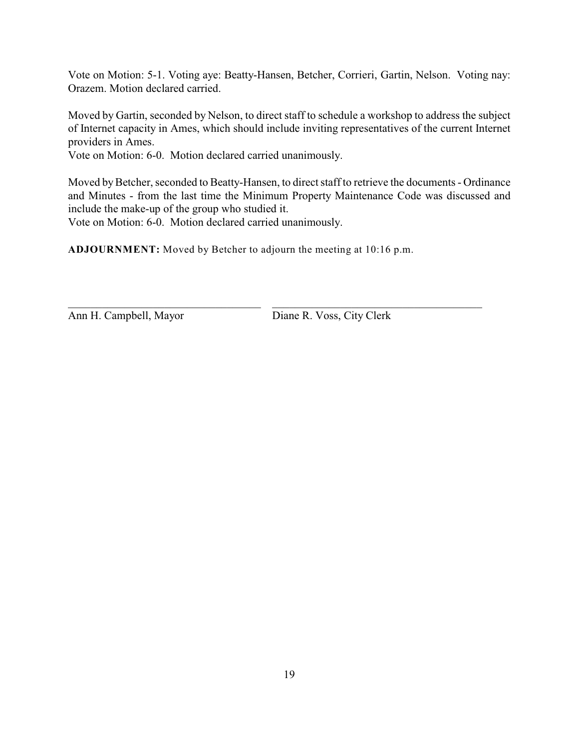Vote on Motion: 5-1. Voting aye: Beatty-Hansen, Betcher, Corrieri, Gartin, Nelson. Voting nay: Orazem. Motion declared carried.

Moved by Gartin, seconded by Nelson, to direct staff to schedule a workshop to address the subject of Internet capacity in Ames, which should include inviting representatives of the current Internet providers in Ames.
Vote on Motion: 6-0. Motion declared carried unanimously.

Moved by Betcher, seconded to Beatty-Hansen, to direct staff to retrieve the documents - Ordinance and Minutes - from the last time the Minimum Property Maintenance Code was discussed and include the make-up of the group who studied it.
Vote on Motion: 6-0. Motion declared carried unanimously.

**ADJOURNMENT:** Moved by Betcher to adjourn the meeting at 10:16 p.m.

\_\_\_\_\_\_\_\_\_\_\_\_\_\_\_\_\_\_\_\_\_\_\_\_\_\_\_\_\_\_\_\_\_\_ \_\_\_\_\_\_\_\_\_\_\_\_\_\_\_\_\_\_\_\_\_\_\_\_\_\_\_\_\_\_\_\_\_\_\_\_\_\_

Ann H. Campbell, Mayor Diane R. Voss, City Clerk